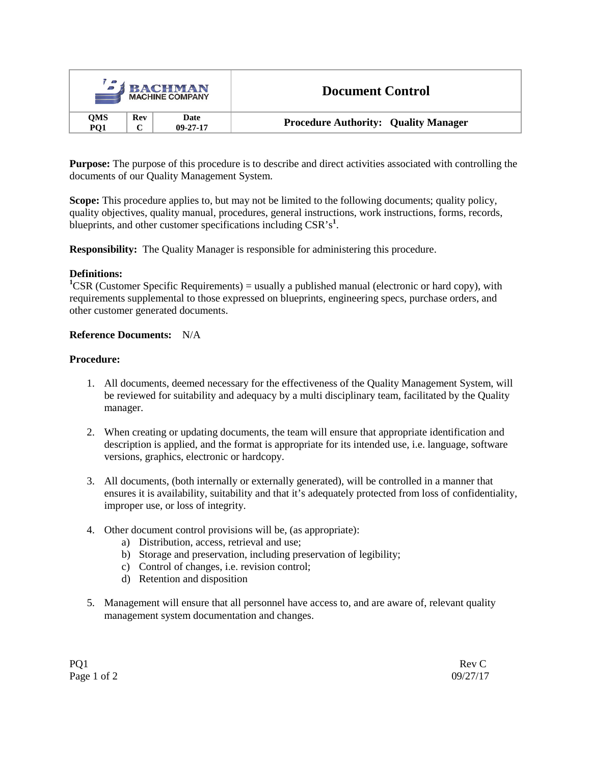| BACHMAN MACHINE COMPANY | | | Document Control |
|---|---|---|---|
| **QMS PQ1** | **Rev C** | **Date 09-27-17** | **Procedure Authority: Quality Manager** |

**Purpose:** The purpose of this procedure is to describe and direct activities associated with controlling the documents of our Quality Management System.

**Scope:** This procedure applies to, but may not be limited to the following documents; quality policy, quality objectives, quality manual, procedures, general instructions, work instructions, forms, records, blueprints, and other customer specifications including CSR's[1].

**Responsibility:** The Quality Manager is responsible for administering this procedure.

**Definitions:**
[1]CSR (Customer Specific Requirements) = usually a published manual (electronic or hard copy), with requirements supplemental to those expressed on blueprints, engineering specs, purchase orders, and other customer generated documents.

**Reference Documents:** N/A

**Procedure:**

1. All documents, deemed necessary for the effectiveness of the Quality Management System, will be reviewed for suitability and adequacy by a multi disciplinary team, facilitated by the Quality manager.

2. When creating or updating documents, the team will ensure that appropriate identification and description is applied, and the format is appropriate for its intended use, i.e. language, software versions, graphics, electronic or hardcopy.

3. All documents, (both internally or externally generated), will be controlled in a manner that ensures it is availability, suitability and that it's adequately protected from loss of confidentiality, improper use, or loss of integrity.

4. Other document control provisions will be, (as appropriate):
   a) Distribution, access, retrieval and use;
   b) Storage and preservation, including preservation of legibility;
   c) Control of changes, i.e. revision control;
   d) Retention and disposition

5. Management will ensure that all personnel have access to, and are aware of, relevant quality management system documentation and changes.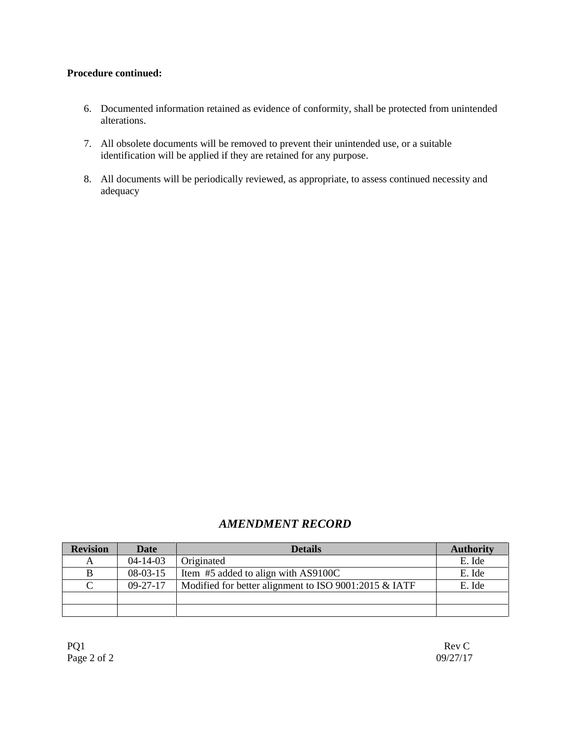**Procedure continued:**

6. Documented information retained as evidence of conformity, shall be protected from unintended alterations.

7. All obsolete documents will be removed to prevent their unintended use, or a suitable identification will be applied if they are retained for any purpose.

8. All documents will be periodically reviewed, as appropriate, to assess continued necessity and adequacy

## *AMENDMENT RECORD*

| Revision | Date | Details | Authority |
|---|---|---|---|
| A | 04-14-03 | Originated | E. Ide |
| B | 08-03-15 | Item #5 added to align with AS9100C | E. Ide |
| C | 09-27-17 | Modified for better alignment to ISO 9001:2015 & IATF | E. Ide |
| | | | |
| | | | |

PQ1 Rev C
09/27/17